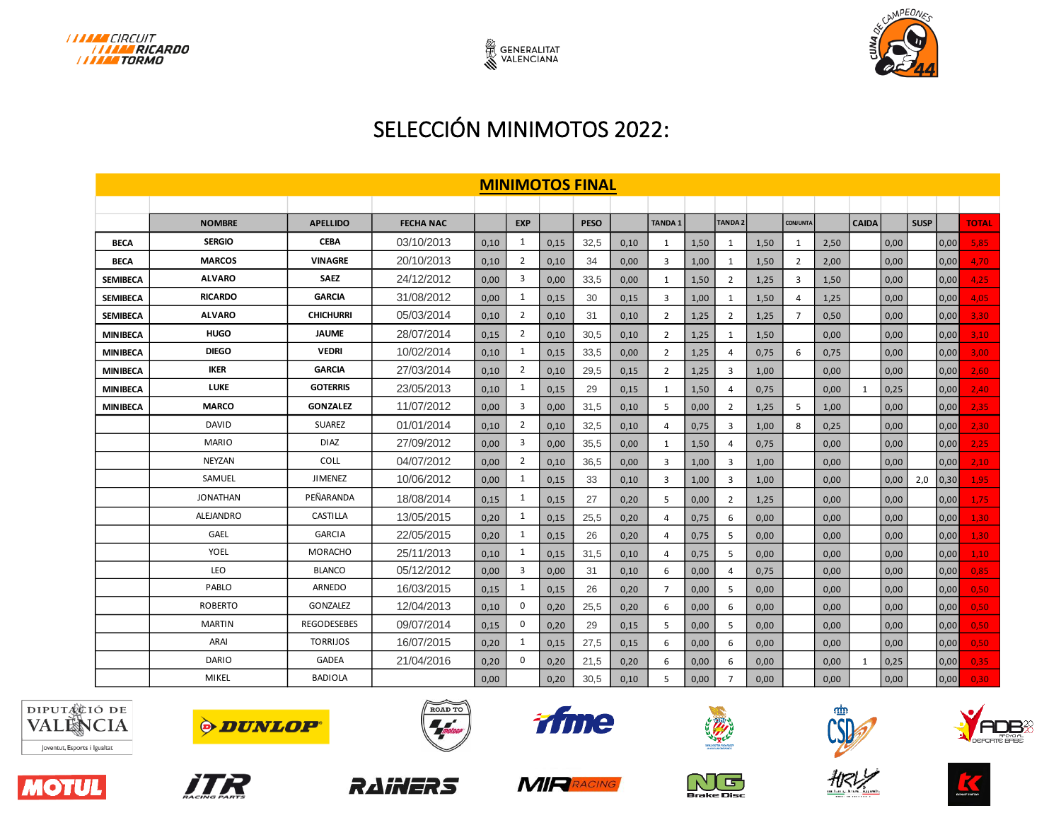# SELECCIÓN MINIMOTOS 2022:

## MINIMOTOS FINAL

| | NOMBRE | APELLIDO | FECHA NAC | | EXP | | PESO | | TANDA 1 | | TANDA 2 | | CONJUNTA | | CAIDA | | SUSP | | TOTAL |
|---|---|---|---|---|---|---|---|---|---|---|---|---|---|---|---|---|---|---|---|
| BECA | SERGIO | CEBA | 03/10/2013 | 0,10 | 1 | 0,15 | 32,5 | 0,10 | 1 | 1,50 | 1 | 1,50 | 1 | 2,50 | | 0,00 | | 0,00 | 5,85 |
| BECA | MARCOS | VINAGRE | 20/10/2013 | 0,10 | 2 | 0,10 | 34 | 0,00 | 3 | 1,00 | 1 | 1,50 | 2 | 2,00 | | 0,00 | | 0,00 | 4,70 |
| SEMIBECA | ALVARO | SAEZ | 24/12/2012 | 0,00 | 3 | 0,00 | 33,5 | 0,00 | 1 | 1,50 | 2 | 1,25 | 3 | 1,50 | | 0,00 | | 0,00 | 4,25 |
| SEMIBECA | RICARDO | GARCIA | 31/08/2012 | 0,00 | 1 | 0,15 | 30 | 0,15 | 3 | 1,00 | 1 | 1,50 | 4 | 1,25 | | 0,00 | | 0,00 | 4,05 |
| SEMIBECA | ALVARO | CHICHURRI | 05/03/2014 | 0,10 | 2 | 0,10 | 31 | 0,10 | 2 | 1,25 | 2 | 1,25 | 7 | 0,50 | | 0,00 | | 0,00 | 3,30 |
| MINIBECA | HUGO | JAUME | 28/07/2014 | 0,15 | 2 | 0,10 | 30,5 | 0,10 | 2 | 1,25 | 1 | 1,50 | | 0,00 | | 0,00 | | 0,00 | 3,10 |
| MINIBECA | DIEGO | VEDRI | 10/02/2014 | 0,10 | 1 | 0,15 | 33,5 | 0,00 | 2 | 1,25 | 4 | 0,75 | 6 | 0,75 | | 0,00 | | 0,00 | 3,00 |
| MINIBECA | IKER | GARCIA | 27/03/2014 | 0,10 | 2 | 0,10 | 29,5 | 0,15 | 2 | 1,25 | 3 | 1,00 | | 0,00 | | 0,00 | | 0,00 | 2,60 |
| MINIBECA | LUKE | GOTERRIS | 23/05/2013 | 0,10 | 1 | 0,15 | 29 | 0,15 | 1 | 1,50 | 4 | 0,75 | | 0,00 | 1 | 0,25 | | 0,00 | 2,40 |
| MINIBECA | MARCO | GONZALEZ | 11/07/2012 | 0,00 | 3 | 0,00 | 31,5 | 0,10 | 5 | 0,00 | 2 | 1,25 | 5 | 1,00 | | 0,00 | | 0,00 | 2,35 |
| | DAVID | SUAREZ | 01/01/2014 | 0,10 | 2 | 0,10 | 32,5 | 0,10 | 4 | 0,75 | 3 | 1,00 | 8 | 0,25 | | 0,00 | | 0,00 | 2,30 |
| | MARIO | DIAZ | 27/09/2012 | 0,00 | 3 | 0,00 | 35,5 | 0,00 | 1 | 1,50 | 4 | 0,75 | | 0,00 | | 0,00 | | 0,00 | 2,25 |
| | NEYZAN | COLL | 04/07/2012 | 0,00 | 2 | 0,10 | 36,5 | 0,00 | 3 | 1,00 | 3 | 1,00 | | 0,00 | | 0,00 | | 0,00 | 2,10 |
| | SAMUEL | JIMENEZ | 10/06/2012 | 0,00 | 1 | 0,15 | 33 | 0,10 | 3 | 1,00 | 3 | 1,00 | | 0,00 | | 0,00 | 2,0 | 0,30 | 1,95 |
| | JONATHAN | PEÑARANDA | 18/08/2014 | 0,15 | 1 | 0,15 | 27 | 0,20 | 5 | 0,00 | 2 | 1,25 | | 0,00 | | 0,00 | | 0,00 | 1,75 |
| | ALEJANDRO | CASTILLA | 13/05/2015 | 0,20 | 1 | 0,15 | 25,5 | 0,20 | 4 | 0,75 | 6 | 0,00 | | 0,00 | | 0,00 | | 0,00 | 1,30 |
| | GAEL | GARCIA | 22/05/2015 | 0,20 | 1 | 0,15 | 26 | 0,20 | 4 | 0,75 | 5 | 0,00 | | 0,00 | | 0,00 | | 0,00 | 1,30 |
| | YOEL | MORACHO | 25/11/2013 | 0,10 | 1 | 0,15 | 31,5 | 0,10 | 4 | 0,75 | 5 | 0,00 | | 0,00 | | 0,00 | | 0,00 | 1,10 |
| | LEO | BLANCO | 05/12/2012 | 0,00 | 3 | 0,00 | 31 | 0,10 | 6 | 0,00 | 4 | 0,75 | | 0,00 | | 0,00 | | 0,00 | 0,85 |
| | PABLO | ARNEDO | 16/03/2015 | 0,15 | 1 | 0,15 | 26 | 0,20 | 7 | 0,00 | 5 | 0,00 | | 0,00 | | 0,00 | | 0,00 | 0,50 |
| | ROBERTO | GONZALEZ | 12/04/2013 | 0,10 | 0 | 0,20 | 25,5 | 0,20 | 6 | 0,00 | 6 | 0,00 | | 0,00 | | 0,00 | | 0,00 | 0,50 |
| | MARTIN | REGODESEBES | 09/07/2014 | 0,15 | 0 | 0,20 | 29 | 0,15 | 5 | 0,00 | 5 | 0,00 | | 0,00 | | 0,00 | | 0,00 | 0,50 |
| | ARAI | TORRIJOS | 16/07/2015 | 0,20 | 1 | 0,15 | 27,5 | 0,15 | 6 | 0,00 | 6 | 0,00 | | 0,00 | | 0,00 | | 0,00 | 0,50 |
| | DARIO | GADEA | 21/04/2016 | 0,20 | 0 | 0,20 | 21,5 | 0,20 | 6 | 0,00 | 6 | 0,00 | | 0,00 | 1 | 0,25 | | 0,00 | 0,35 |
| | MIKEL | BADIOLA | | 0,00 | | 0,20 | 30,5 | 0,10 | 5 | 0,00 | 7 | 0,00 | | 0,00 | | 0,00 | | 0,00 | 0,30 |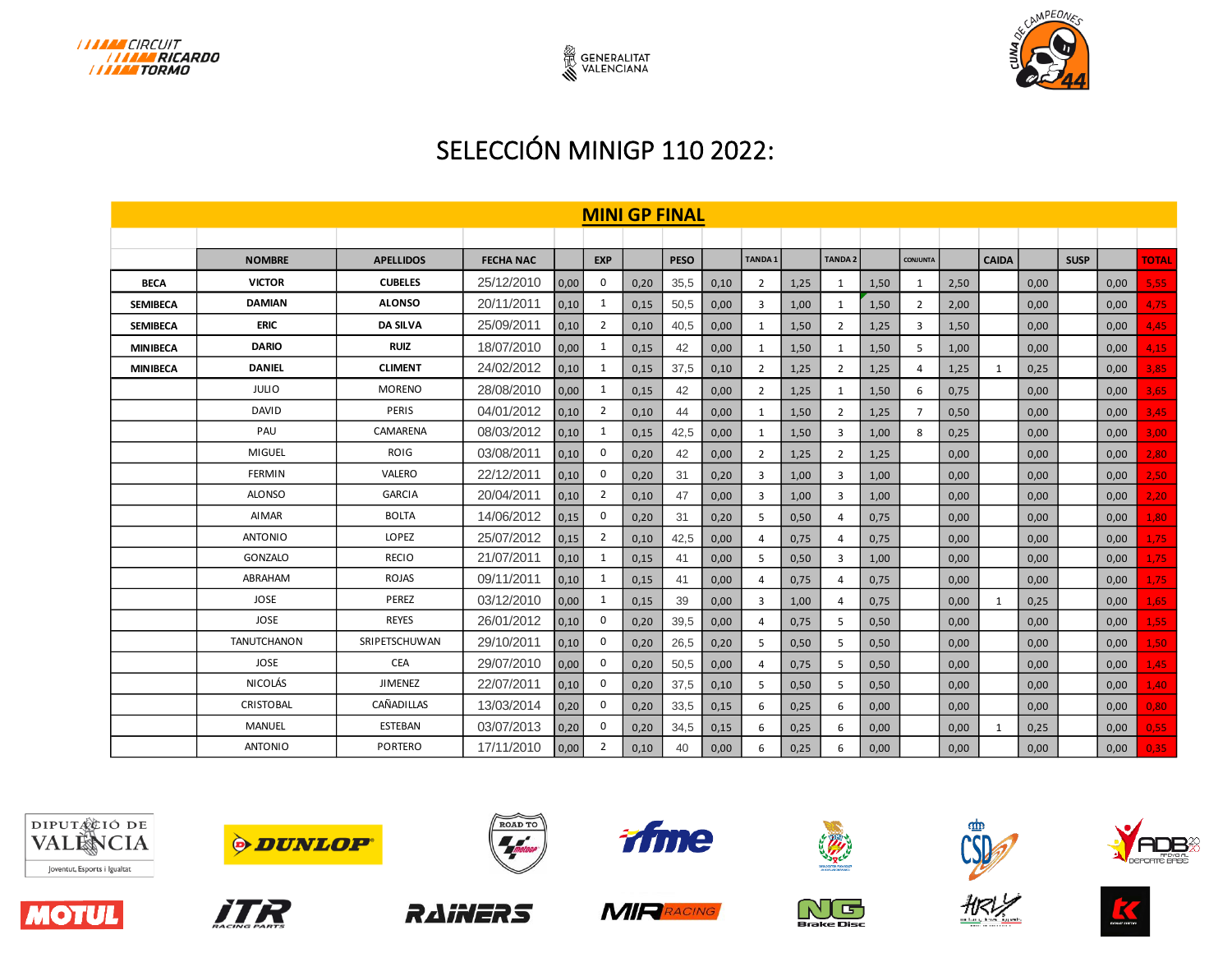# SELECCIÓN MINIGP 110 2022:

## MINI GP FINAL

| | NOMBRE | APELLIDOS | FECHA NAC | | EXP | | PESO | | TANDA 1 | | TANDA 2 | | CONJUNTA | | CAIDA | | SUSP | | TOTAL |
|---|---|---|---|---|---|---|---|---|---|---|---|---|---|---|---|---|---|---|---|
| BECA | VICTOR | CUBELES | 25/12/2010 | 0,00 | 0 | 0,20 | 35,5 | 0,10 | 2 | 1,25 | 1 | 1,50 | 1 | 2,50 | | 0,00 | | 0,00 | 5,55 |
| SEMIBECA | DAMIAN | ALONSO | 20/11/2011 | 0,10 | 1 | 0,15 | 50,5 | 0,00 | 3 | 1,00 | 1 | 1,50 | 2 | 2,00 | | 0,00 | | 0,00 | 4,75 |
| SEMIBECA | ERIC | DA SILVA | 25/09/2011 | 0,10 | 2 | 0,10 | 40,5 | 0,00 | 1 | 1,50 | 2 | 1,25 | 3 | 1,50 | | 0,00 | | 0,00 | 4,45 |
| MINIBECA | DARIO | RUIZ | 18/07/2010 | 0,00 | 1 | 0,15 | 42 | 0,00 | 1 | 1,50 | 1 | 1,50 | 5 | 1,00 | | 0,00 | | 0,00 | 4,15 |
| MINIBECA | DANIEL | CLIMENT | 24/02/2012 | 0,10 | 1 | 0,15 | 37,5 | 0,10 | 2 | 1,25 | 2 | 1,25 | 4 | 1,25 | 1 | 0,25 | | 0,00 | 3,85 |
| | JULIO | MORENO | 28/08/2010 | 0,00 | 1 | 0,15 | 42 | 0,00 | 2 | 1,25 | 1 | 1,50 | 6 | 0,75 | | 0,00 | | 0,00 | 3,65 |
| | DAVID | PERIS | 04/01/2012 | 0,10 | 2 | 0,10 | 44 | 0,00 | 1 | 1,50 | 2 | 1,25 | 7 | 0,50 | | 0,00 | | 0,00 | 3,45 |
| | PAU | CAMARENA | 08/03/2012 | 0,10 | 1 | 0,15 | 42,5 | 0,00 | 1 | 1,50 | 3 | 1,00 | 8 | 0,25 | | 0,00 | | 0,00 | 3,00 |
| | MIGUEL | ROIG | 03/08/2011 | 0,10 | 0 | 0,20 | 42 | 0,00 | 2 | 1,25 | 2 | 1,25 | | 0,00 | | 0,00 | | 0,00 | 2,80 |
| | FERMIN | VALERO | 22/12/2011 | 0,10 | 0 | 0,20 | 31 | 0,20 | 3 | 1,00 | 3 | 1,00 | | 0,00 | | 0,00 | | 0,00 | 2,50 |
| | ALONSO | GARCIA | 20/04/2011 | 0,10 | 2 | 0,10 | 47 | 0,00 | 3 | 1,00 | 3 | 1,00 | | 0,00 | | 0,00 | | 0,00 | 2,20 |
| | AIMAR | BOLTA | 14/06/2012 | 0,15 | 0 | 0,20 | 31 | 0,20 | 5 | 0,50 | 4 | 0,75 | | 0,00 | | 0,00 | | 0,00 | 1,80 |
| | ANTONIO | LOPEZ | 25/07/2012 | 0,15 | 2 | 0,10 | 42,5 | 0,00 | 4 | 0,75 | 4 | 0,75 | | 0,00 | | 0,00 | | 0,00 | 1,75 |
| | GONZALO | RECIO | 21/07/2011 | 0,10 | 1 | 0,15 | 41 | 0,00 | 5 | 0,50 | 3 | 1,00 | | 0,00 | | 0,00 | | 0,00 | 1,75 |
| | ABRAHAM | ROJAS | 09/11/2011 | 0,10 | 1 | 0,15 | 41 | 0,00 | 4 | 0,75 | 4 | 0,75 | | 0,00 | | 0,00 | | 0,00 | 1,75 |
| | JOSE | PEREZ | 03/12/2010 | 0,00 | 1 | 0,15 | 39 | 0,00 | 3 | 1,00 | 4 | 0,75 | | 0,00 | 1 | 0,25 | | 0,00 | 1,65 |
| | JOSE | REYES | 26/01/2012 | 0,10 | 0 | 0,20 | 39,5 | 0,00 | 4 | 0,75 | 5 | 0,50 | | 0,00 | | 0,00 | | 0,00 | 1,55 |
| | TANUTCHANON | SRIPETSCHUWAN | 29/10/2011 | 0,10 | 0 | 0,20 | 26,5 | 0,20 | 5 | 0,50 | 5 | 0,50 | | 0,00 | | 0,00 | | 0,00 | 1,50 |
| | JOSE | CEA | 29/07/2010 | 0,00 | 0 | 0,20 | 50,5 | 0,00 | 4 | 0,75 | 5 | 0,50 | | 0,00 | | 0,00 | | 0,00 | 1,45 |
| | NICOLÁS | JIMENEZ | 22/07/2011 | 0,10 | 0 | 0,20 | 37,5 | 0,10 | 5 | 0,50 | 5 | 0,50 | | 0,00 | | 0,00 | | 0,00 | 1,40 |
| | CRISTOBAL | CAÑADILLAS | 13/03/2014 | 0,20 | 0 | 0,20 | 33,5 | 0,15 | 6 | 0,25 | 6 | 0,00 | | 0,00 | | 0,00 | | 0,00 | 0,80 |
| | MANUEL | ESTEBAN | 03/07/2013 | 0,20 | 0 | 0,20 | 34,5 | 0,15 | 6 | 0,25 | 6 | 0,00 | | 0,00 | 1 | 0,25 | | 0,00 | 0,55 |
| | ANTONIO | PORTERO | 17/11/2010 | 0,00 | 2 | 0,10 | 40 | 0,00 | 6 | 0,25 | 6 | 0,00 | | 0,00 | | 0,00 | | 0,00 | 0,35 |